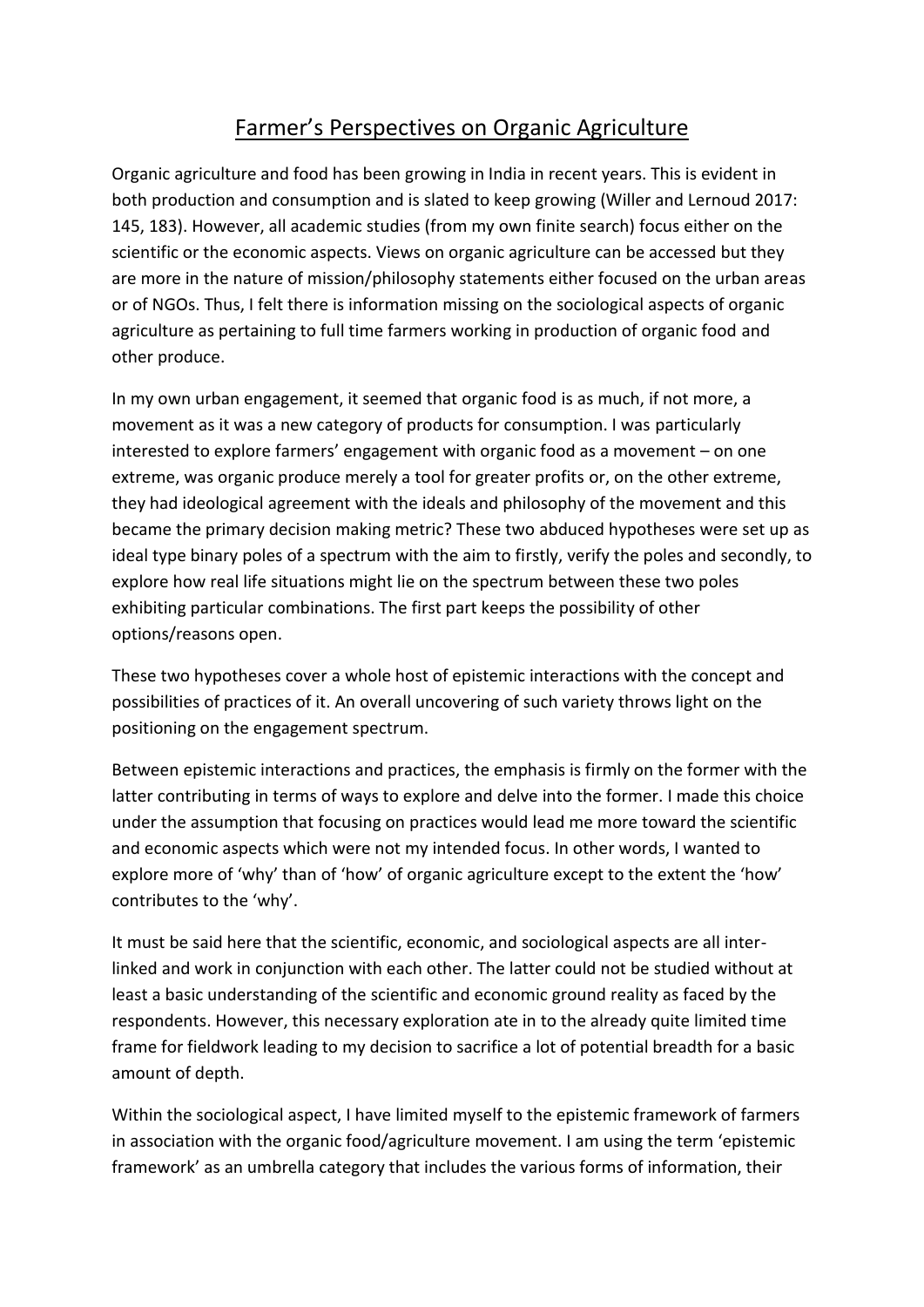# Farmer's Perspectives on Organic Agriculture

Organic agriculture and food has been growing in India in recent years. This is evident in both production and consumption and is slated to keep growing (Willer and Lernoud 2017: 145, 183). However, all academic studies (from my own finite search) focus either on the scientific or the economic aspects. Views on organic agriculture can be accessed but they are more in the nature of mission/philosophy statements either focused on the urban areas or of NGOs. Thus, I felt there is information missing on the sociological aspects of organic agriculture as pertaining to full time farmers working in production of organic food and other produce.

In my own urban engagement, it seemed that organic food is as much, if not more, a movement as it was a new category of products for consumption. I was particularly interested to explore farmers' engagement with organic food as a movement – on one extreme, was organic produce merely a tool for greater profits or, on the other extreme, they had ideological agreement with the ideals and philosophy of the movement and this became the primary decision making metric? These two abduced hypotheses were set up as ideal type binary poles of a spectrum with the aim to firstly, verify the poles and secondly, to explore how real life situations might lie on the spectrum between these two poles exhibiting particular combinations. The first part keeps the possibility of other options/reasons open.

These two hypotheses cover a whole host of epistemic interactions with the concept and possibilities of practices of it. An overall uncovering of such variety throws light on the positioning on the engagement spectrum.

Between epistemic interactions and practices, the emphasis is firmly on the former with the latter contributing in terms of ways to explore and delve into the former. I made this choice under the assumption that focusing on practices would lead me more toward the scientific and economic aspects which were not my intended focus. In other words, I wanted to explore more of 'why' than of 'how' of organic agriculture except to the extent the 'how' contributes to the 'why'.

It must be said here that the scientific, economic, and sociological aspects are all inter-linked and work in conjunction with each other. The latter could not be studied without at least a basic understanding of the scientific and economic ground reality as faced by the respondents. However, this necessary exploration ate in to the already quite limited time frame for fieldwork leading to my decision to sacrifice a lot of potential breadth for a basic amount of depth.

Within the sociological aspect, I have limited myself to the epistemic framework of farmers in association with the organic food/agriculture movement. I am using the term 'epistemic framework' as an umbrella category that includes the various forms of information, their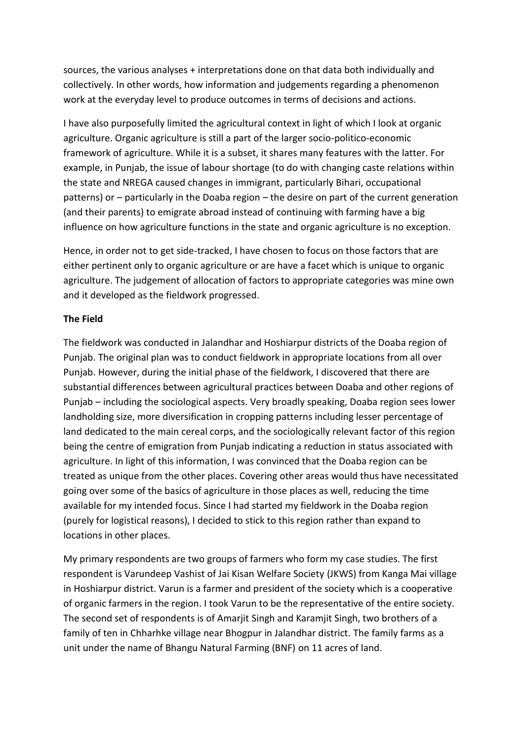sources, the various analyses + interpretations done on that data both individually and collectively. In other words, how information and judgements regarding a phenomenon work at the everyday level to produce outcomes in terms of decisions and actions.

I have also purposefully limited the agricultural context in light of which I look at organic agriculture. Organic agriculture is still a part of the larger socio-politico-economic framework of agriculture. While it is a subset, it shares many features with the latter. For example, in Punjab, the issue of labour shortage (to do with changing caste relations within the state and NREGA caused changes in immigrant, particularly Bihari, occupational patterns) or – particularly in the Doaba region – the desire on part of the current generation (and their parents) to emigrate abroad instead of continuing with farming have a big influence on how agriculture functions in the state and organic agriculture is no exception.

Hence, in order not to get side-tracked, I have chosen to focus on those factors that are either pertinent only to organic agriculture or are have a facet which is unique to organic agriculture. The judgement of allocation of factors to appropriate categories was mine own and it developed as the fieldwork progressed.

**The Field**

The fieldwork was conducted in Jalandhar and Hoshiarpur districts of the Doaba region of Punjab. The original plan was to conduct fieldwork in appropriate locations from all over Punjab. However, during the initial phase of the fieldwork, I discovered that there are substantial differences between agricultural practices between Doaba and other regions of Punjab – including the sociological aspects. Very broadly speaking, Doaba region sees lower landholding size, more diversification in cropping patterns including lesser percentage of land dedicated to the main cereal corps, and the sociologically relevant factor of this region being the centre of emigration from Punjab indicating a reduction in status associated with agriculture. In light of this information, I was convinced that the Doaba region can be treated as unique from the other places. Covering other areas would thus have necessitated going over some of the basics of agriculture in those places as well, reducing the time available for my intended focus. Since I had started my fieldwork in the Doaba region (purely for logistical reasons), I decided to stick to this region rather than expand to locations in other places.

My primary respondents are two groups of farmers who form my case studies. The first respondent is Varundeep Vashist of Jai Kisan Welfare Society (JKWS) from Kanga Mai village in Hoshiarpur district. Varun is a farmer and president of the society which is a cooperative of organic farmers in the region. I took Varun to be the representative of the entire society. The second set of respondents is of Amarjit Singh and Karamjit Singh, two brothers of a family of ten in Chharhke village near Bhogpur in Jalandhar district. The family farms as a unit under the name of Bhangu Natural Farming (BNF) on 11 acres of land.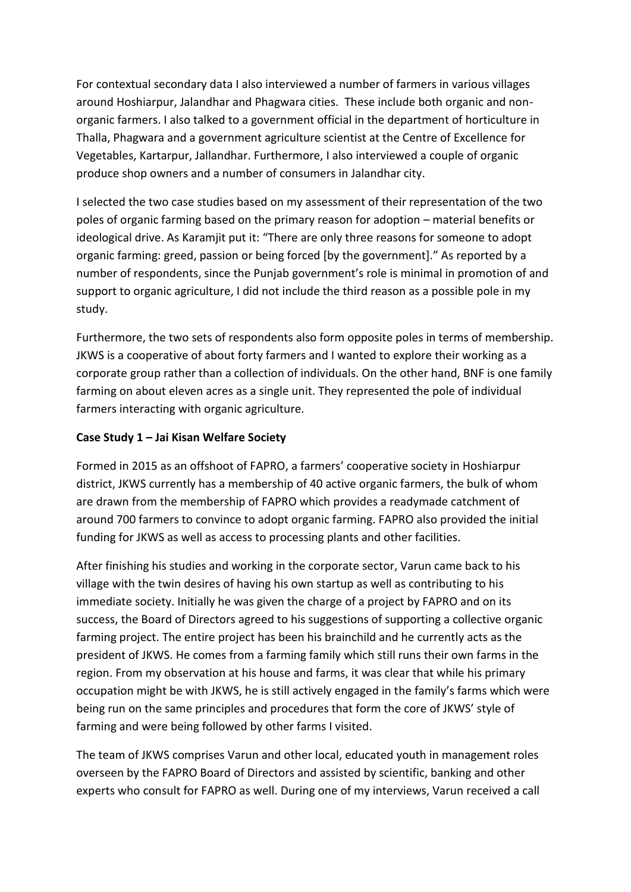For contextual secondary data I also interviewed a number of farmers in various villages around Hoshiarpur, Jalandhar and Phagwara cities. These include both organic and non-organic farmers. I also talked to a government official in the department of horticulture in Thalla, Phagwara and a government agriculture scientist at the Centre of Excellence for Vegetables, Kartarpur, Jallandhar. Furthermore, I also interviewed a couple of organic produce shop owners and a number of consumers in Jalandhar city.

I selected the two case studies based on my assessment of their representation of the two poles of organic farming based on the primary reason for adoption – material benefits or ideological drive. As Karamjit put it: "There are only three reasons for someone to adopt organic farming: greed, passion or being forced [by the government]." As reported by a number of respondents, since the Punjab government's role is minimal in promotion of and support to organic agriculture, I did not include the third reason as a possible pole in my study.

Furthermore, the two sets of respondents also form opposite poles in terms of membership. JKWS is a cooperative of about forty farmers and I wanted to explore their working as a corporate group rather than a collection of individuals. On the other hand, BNF is one family farming on about eleven acres as a single unit. They represented the pole of individual farmers interacting with organic agriculture.

**Case Study 1 – Jai Kisan Welfare Society**

Formed in 2015 as an offshoot of FAPRO, a farmers' cooperative society in Hoshiarpur district, JKWS currently has a membership of 40 active organic farmers, the bulk of whom are drawn from the membership of FAPRO which provides a readymade catchment of around 700 farmers to convince to adopt organic farming. FAPRO also provided the initial funding for JKWS as well as access to processing plants and other facilities.

After finishing his studies and working in the corporate sector, Varun came back to his village with the twin desires of having his own startup as well as contributing to his immediate society. Initially he was given the charge of a project by FAPRO and on its success, the Board of Directors agreed to his suggestions of supporting a collective organic farming project. The entire project has been his brainchild and he currently acts as the president of JKWS. He comes from a farming family which still runs their own farms in the region. From my observation at his house and farms, it was clear that while his primary occupation might be with JKWS, he is still actively engaged in the family's farms which were being run on the same principles and procedures that form the core of JKWS' style of farming and were being followed by other farms I visited.

The team of JKWS comprises Varun and other local, educated youth in management roles overseen by the FAPRO Board of Directors and assisted by scientific, banking and other experts who consult for FAPRO as well. During one of my interviews, Varun received a call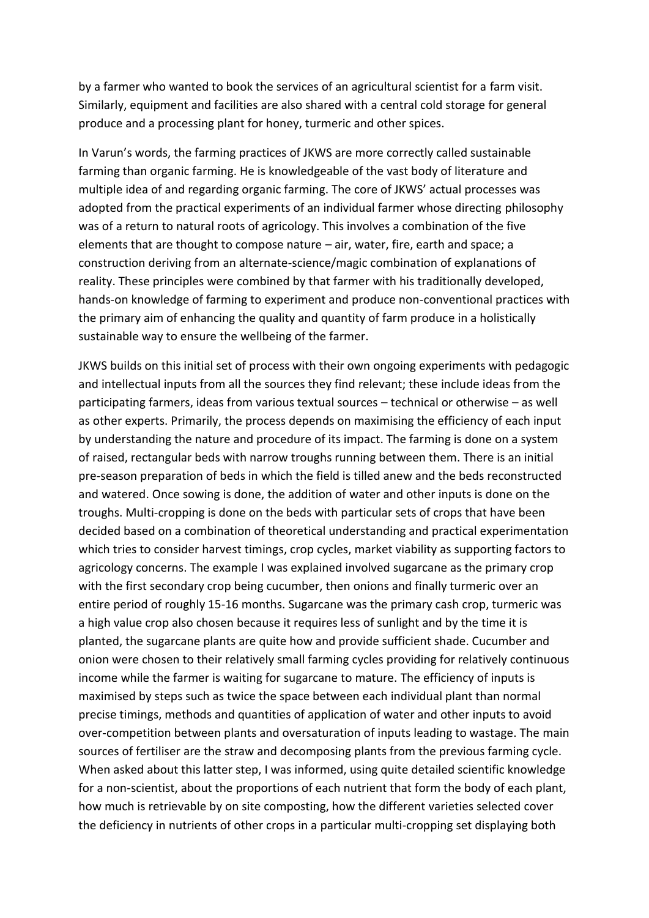by a farmer who wanted to book the services of an agricultural scientist for a farm visit. Similarly, equipment and facilities are also shared with a central cold storage for general produce and a processing plant for honey, turmeric and other spices.

In Varun's words, the farming practices of JKWS are more correctly called sustainable farming than organic farming. He is knowledgeable of the vast body of literature and multiple idea of and regarding organic farming. The core of JKWS' actual processes was adopted from the practical experiments of an individual farmer whose directing philosophy was of a return to natural roots of agricology. This involves a combination of the five elements that are thought to compose nature – air, water, fire, earth and space; a construction deriving from an alternate-science/magic combination of explanations of reality. These principles were combined by that farmer with his traditionally developed, hands-on knowledge of farming to experiment and produce non-conventional practices with the primary aim of enhancing the quality and quantity of farm produce in a holistically sustainable way to ensure the wellbeing of the farmer.

JKWS builds on this initial set of process with their own ongoing experiments with pedagogic and intellectual inputs from all the sources they find relevant; these include ideas from the participating farmers, ideas from various textual sources – technical or otherwise – as well as other experts. Primarily, the process depends on maximising the efficiency of each input by understanding the nature and procedure of its impact. The farming is done on a system of raised, rectangular beds with narrow troughs running between them. There is an initial pre-season preparation of beds in which the field is tilled anew and the beds reconstructed and watered. Once sowing is done, the addition of water and other inputs is done on the troughs. Multi-cropping is done on the beds with particular sets of crops that have been decided based on a combination of theoretical understanding and practical experimentation which tries to consider harvest timings, crop cycles, market viability as supporting factors to agricology concerns. The example I was explained involved sugarcane as the primary crop with the first secondary crop being cucumber, then onions and finally turmeric over an entire period of roughly 15-16 months. Sugarcane was the primary cash crop, turmeric was a high value crop also chosen because it requires less of sunlight and by the time it is planted, the sugarcane plants are quite how and provide sufficient shade. Cucumber and onion were chosen to their relatively small farming cycles providing for relatively continuous income while the farmer is waiting for sugarcane to mature. The efficiency of inputs is maximised by steps such as twice the space between each individual plant than normal precise timings, methods and quantities of application of water and other inputs to avoid over-competition between plants and oversaturation of inputs leading to wastage. The main sources of fertiliser are the straw and decomposing plants from the previous farming cycle. When asked about this latter step, I was informed, using quite detailed scientific knowledge for a non-scientist, about the proportions of each nutrient that form the body of each plant, how much is retrievable by on site composting, how the different varieties selected cover the deficiency in nutrients of other crops in a particular multi-cropping set displaying both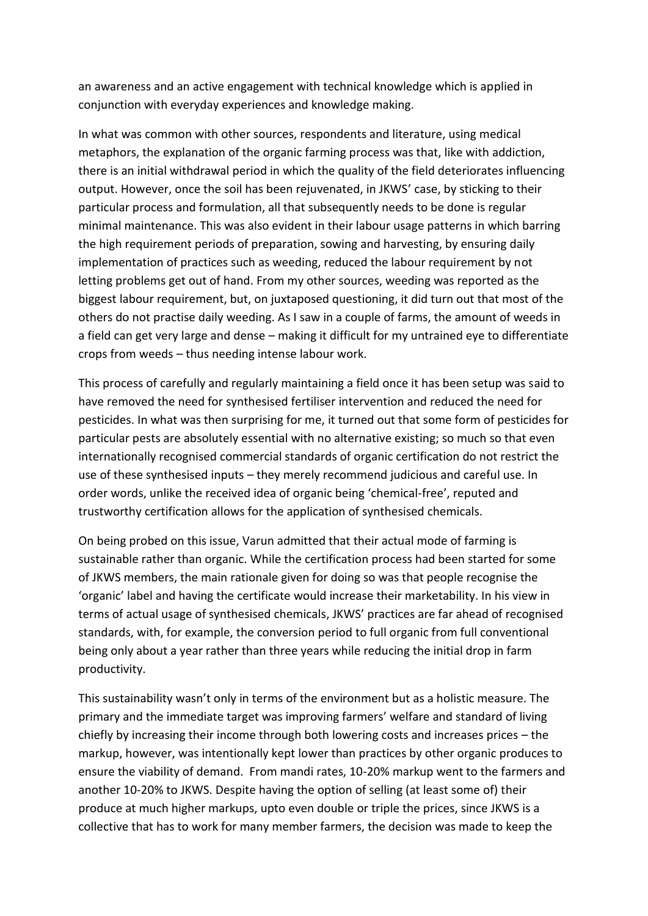an awareness and an active engagement with technical knowledge which is applied in conjunction with everyday experiences and knowledge making.

In what was common with other sources, respondents and literature, using medical metaphors, the explanation of the organic farming process was that, like with addiction, there is an initial withdrawal period in which the quality of the field deteriorates influencing output. However, once the soil has been rejuvenated, in JKWS' case, by sticking to their particular process and formulation, all that subsequently needs to be done is regular minimal maintenance. This was also evident in their labour usage patterns in which barring the high requirement periods of preparation, sowing and harvesting, by ensuring daily implementation of practices such as weeding, reduced the labour requirement by not letting problems get out of hand. From my other sources, weeding was reported as the biggest labour requirement, but, on juxtaposed questioning, it did turn out that most of the others do not practise daily weeding. As I saw in a couple of farms, the amount of weeds in a field can get very large and dense – making it difficult for my untrained eye to differentiate crops from weeds – thus needing intense labour work.

This process of carefully and regularly maintaining a field once it has been setup was said to have removed the need for synthesised fertiliser intervention and reduced the need for pesticides. In what was then surprising for me, it turned out that some form of pesticides for particular pests are absolutely essential with no alternative existing; so much so that even internationally recognised commercial standards of organic certification do not restrict the use of these synthesised inputs – they merely recommend judicious and careful use. In order words, unlike the received idea of organic being 'chemical-free', reputed and trustworthy certification allows for the application of synthesised chemicals.

On being probed on this issue, Varun admitted that their actual mode of farming is sustainable rather than organic. While the certification process had been started for some of JKWS members, the main rationale given for doing so was that people recognise the 'organic' label and having the certificate would increase their marketability. In his view in terms of actual usage of synthesised chemicals, JKWS' practices are far ahead of recognised standards, with, for example, the conversion period to full organic from full conventional being only about a year rather than three years while reducing the initial drop in farm productivity.

This sustainability wasn't only in terms of the environment but as a holistic measure. The primary and the immediate target was improving farmers' welfare and standard of living chiefly by increasing their income through both lowering costs and increases prices – the markup, however, was intentionally kept lower than practices by other organic produces to ensure the viability of demand. From mandi rates, 10-20% markup went to the farmers and another 10-20% to JKWS. Despite having the option of selling (at least some of) their produce at much higher markups, upto even double or triple the prices, since JKWS is a collective that has to work for many member farmers, the decision was made to keep the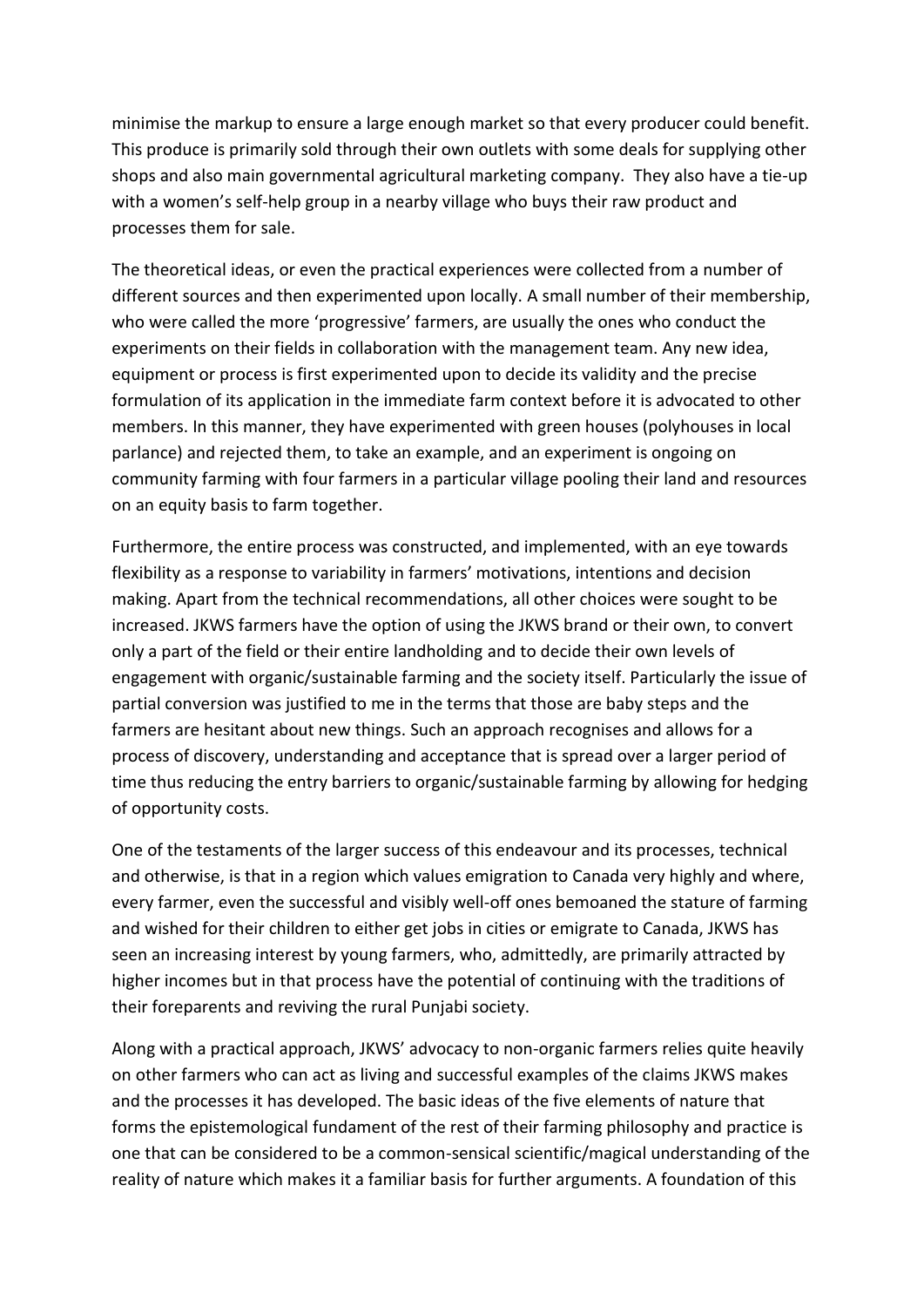minimise the markup to ensure a large enough market so that every producer could benefit. This produce is primarily sold through their own outlets with some deals for supplying other shops and also main governmental agricultural marketing company. They also have a tie-up with a women's self-help group in a nearby village who buys their raw product and processes them for sale.

The theoretical ideas, or even the practical experiences were collected from a number of different sources and then experimented upon locally. A small number of their membership, who were called the more 'progressive' farmers, are usually the ones who conduct the experiments on their fields in collaboration with the management team. Any new idea, equipment or process is first experimented upon to decide its validity and the precise formulation of its application in the immediate farm context before it is advocated to other members. In this manner, they have experimented with green houses (polyhouses in local parlance) and rejected them, to take an example, and an experiment is ongoing on community farming with four farmers in a particular village pooling their land and resources on an equity basis to farm together.

Furthermore, the entire process was constructed, and implemented, with an eye towards flexibility as a response to variability in farmers' motivations, intentions and decision making. Apart from the technical recommendations, all other choices were sought to be increased. JKWS farmers have the option of using the JKWS brand or their own, to convert only a part of the field or their entire landholding and to decide their own levels of engagement with organic/sustainable farming and the society itself. Particularly the issue of partial conversion was justified to me in the terms that those are baby steps and the farmers are hesitant about new things. Such an approach recognises and allows for a process of discovery, understanding and acceptance that is spread over a larger period of time thus reducing the entry barriers to organic/sustainable farming by allowing for hedging of opportunity costs.

One of the testaments of the larger success of this endeavour and its processes, technical and otherwise, is that in a region which values emigration to Canada very highly and where, every farmer, even the successful and visibly well-off ones bemoaned the stature of farming and wished for their children to either get jobs in cities or emigrate to Canada, JKWS has seen an increasing interest by young farmers, who, admittedly, are primarily attracted by higher incomes but in that process have the potential of continuing with the traditions of their foreparents and reviving the rural Punjabi society.

Along with a practical approach, JKWS' advocacy to non-organic farmers relies quite heavily on other farmers who can act as living and successful examples of the claims JKWS makes and the processes it has developed. The basic ideas of the five elements of nature that forms the epistemological fundament of the rest of their farming philosophy and practice is one that can be considered to be a common-sensical scientific/magical understanding of the reality of nature which makes it a familiar basis for further arguments. A foundation of this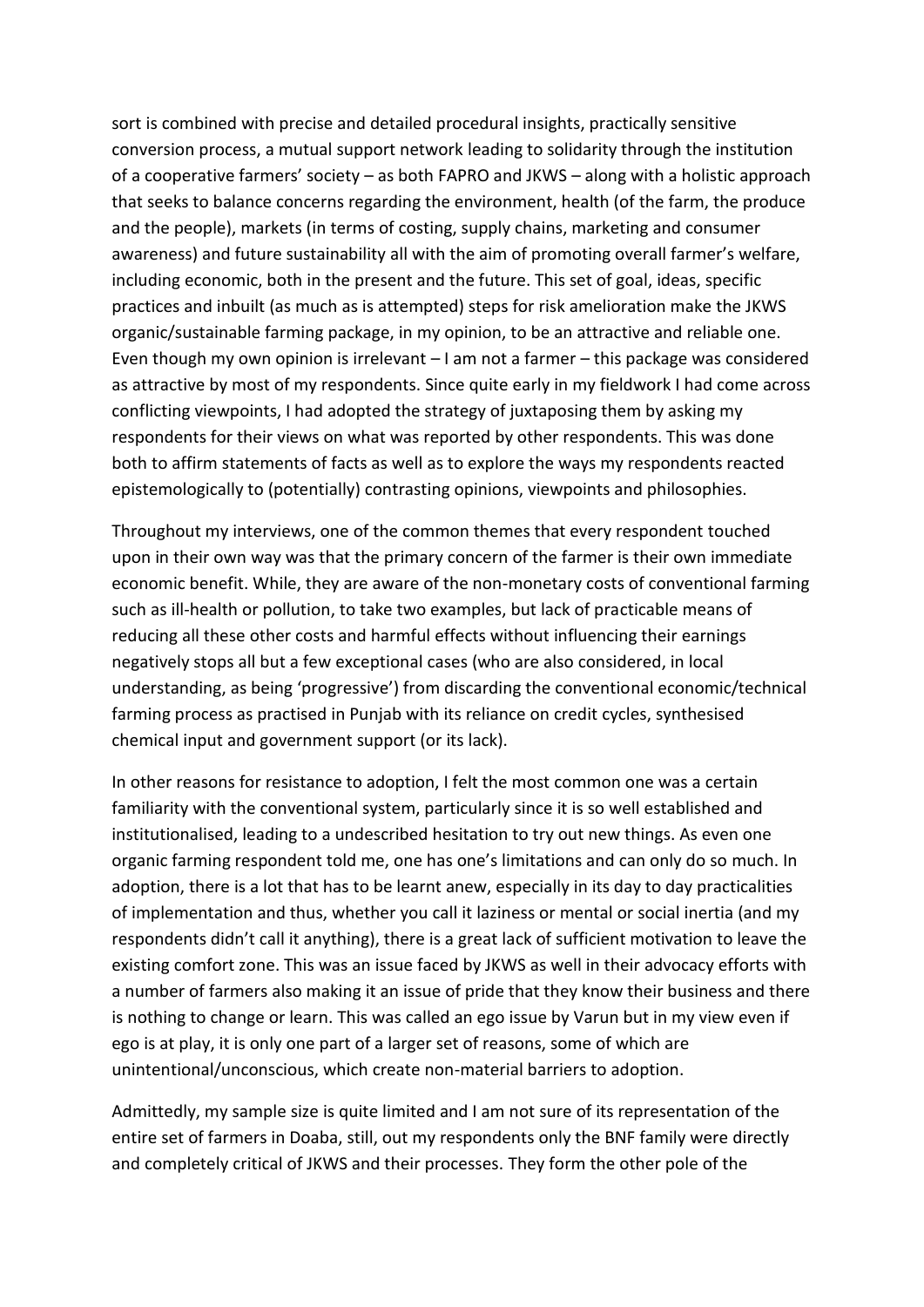sort is combined with precise and detailed procedural insights, practically sensitive conversion process, a mutual support network leading to solidarity through the institution of a cooperative farmers' society – as both FAPRO and JKWS – along with a holistic approach that seeks to balance concerns regarding the environment, health (of the farm, the produce and the people), markets (in terms of costing, supply chains, marketing and consumer awareness) and future sustainability all with the aim of promoting overall farmer's welfare, including economic, both in the present and the future. This set of goal, ideas, specific practices and inbuilt (as much as is attempted) steps for risk amelioration make the JKWS organic/sustainable farming package, in my opinion, to be an attractive and reliable one. Even though my own opinion is irrelevant – I am not a farmer – this package was considered as attractive by most of my respondents. Since quite early in my fieldwork I had come across conflicting viewpoints, I had adopted the strategy of juxtaposing them by asking my respondents for their views on what was reported by other respondents. This was done both to affirm statements of facts as well as to explore the ways my respondents reacted epistemologically to (potentially) contrasting opinions, viewpoints and philosophies.

Throughout my interviews, one of the common themes that every respondent touched upon in their own way was that the primary concern of the farmer is their own immediate economic benefit. While, they are aware of the non-monetary costs of conventional farming such as ill-health or pollution, to take two examples, but lack of practicable means of reducing all these other costs and harmful effects without influencing their earnings negatively stops all but a few exceptional cases (who are also considered, in local understanding, as being 'progressive') from discarding the conventional economic/technical farming process as practised in Punjab with its reliance on credit cycles, synthesised chemical input and government support (or its lack).

In other reasons for resistance to adoption, I felt the most common one was a certain familiarity with the conventional system, particularly since it is so well established and institutionalised, leading to a undescribed hesitation to try out new things. As even one organic farming respondent told me, one has one's limitations and can only do so much. In adoption, there is a lot that has to be learnt anew, especially in its day to day practicalities of implementation and thus, whether you call it laziness or mental or social inertia (and my respondents didn't call it anything), there is a great lack of sufficient motivation to leave the existing comfort zone. This was an issue faced by JKWS as well in their advocacy efforts with a number of farmers also making it an issue of pride that they know their business and there is nothing to change or learn. This was called an ego issue by Varun but in my view even if ego is at play, it is only one part of a larger set of reasons, some of which are unintentional/unconscious, which create non-material barriers to adoption.

Admittedly, my sample size is quite limited and I am not sure of its representation of the entire set of farmers in Doaba, still, out my respondents only the BNF family were directly and completely critical of JKWS and their processes. They form the other pole of the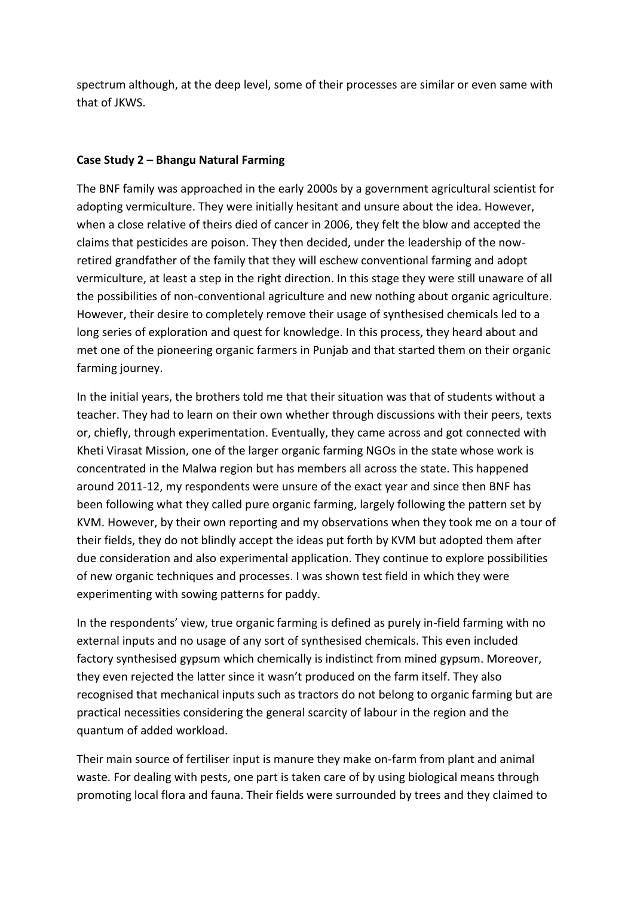spectrum although, at the deep level, some of their processes are similar or even same with that of JKWS.

**Case Study 2 – Bhangu Natural Farming**

The BNF family was approached in the early 2000s by a government agricultural scientist for adopting vermiculture. They were initially hesitant and unsure about the idea. However, when a close relative of theirs died of cancer in 2006, they felt the blow and accepted the claims that pesticides are poison. They then decided, under the leadership of the now-retired grandfather of the family that they will eschew conventional farming and adopt vermiculture, at least a step in the right direction. In this stage they were still unaware of all the possibilities of non-conventional agriculture and new nothing about organic agriculture. However, their desire to completely remove their usage of synthesised chemicals led to a long series of exploration and quest for knowledge. In this process, they heard about and met one of the pioneering organic farmers in Punjab and that started them on their organic farming journey.

In the initial years, the brothers told me that their situation was that of students without a teacher. They had to learn on their own whether through discussions with their peers, texts or, chiefly, through experimentation. Eventually, they came across and got connected with Kheti Virasat Mission, one of the larger organic farming NGOs in the state whose work is concentrated in the Malwa region but has members all across the state. This happened around 2011-12, my respondents were unsure of the exact year and since then BNF has been following what they called pure organic farming, largely following the pattern set by KVM. However, by their own reporting and my observations when they took me on a tour of their fields, they do not blindly accept the ideas put forth by KVM but adopted them after due consideration and also experimental application. They continue to explore possibilities of new organic techniques and processes. I was shown test field in which they were experimenting with sowing patterns for paddy.

In the respondents' view, true organic farming is defined as purely in-field farming with no external inputs and no usage of any sort of synthesised chemicals. This even included factory synthesised gypsum which chemically is indistinct from mined gypsum. Moreover, they even rejected the latter since it wasn't produced on the farm itself. They also recognised that mechanical inputs such as tractors do not belong to organic farming but are practical necessities considering the general scarcity of labour in the region and the quantum of added workload.

Their main source of fertiliser input is manure they make on-farm from plant and animal waste. For dealing with pests, one part is taken care of by using biological means through promoting local flora and fauna. Their fields were surrounded by trees and they claimed to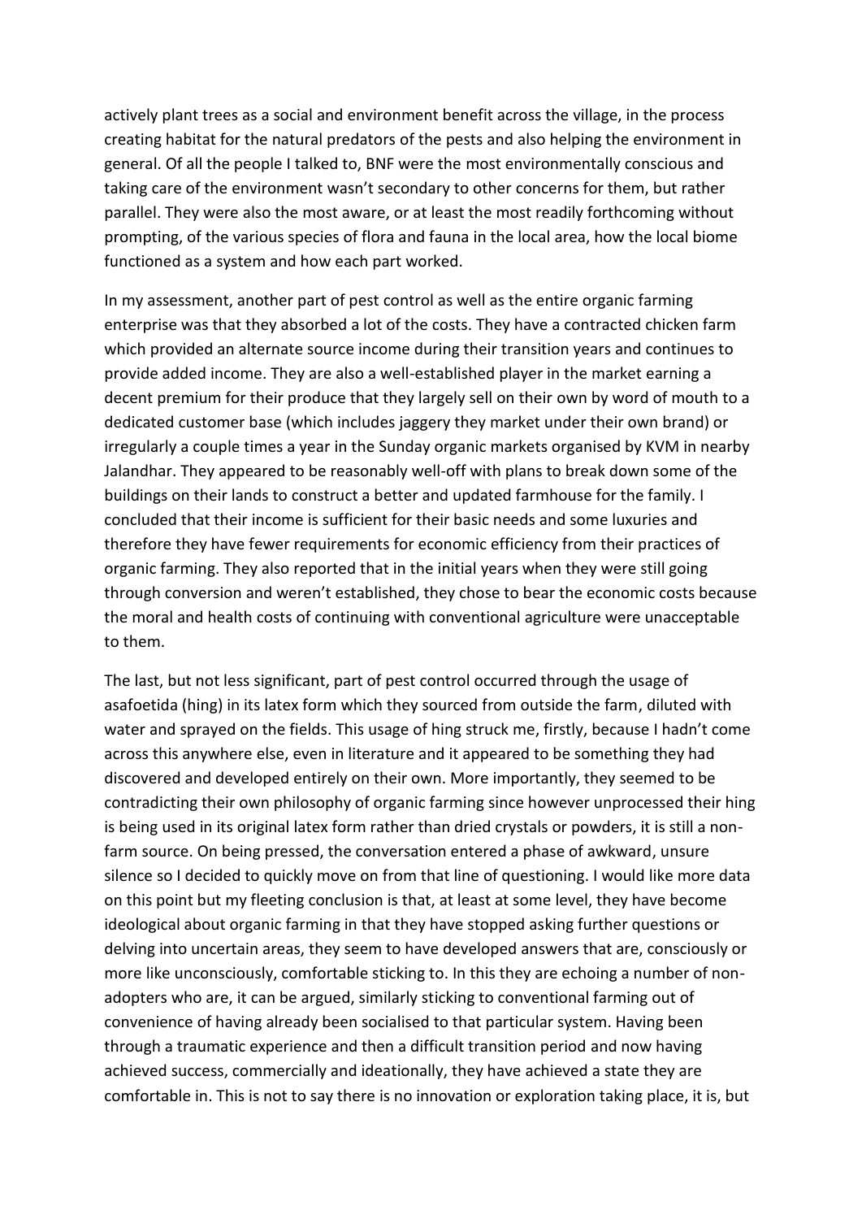actively plant trees as a social and environment benefit across the village, in the process creating habitat for the natural predators of the pests and also helping the environment in general. Of all the people I talked to, BNF were the most environmentally conscious and taking care of the environment wasn't secondary to other concerns for them, but rather parallel. They were also the most aware, or at least the most readily forthcoming without prompting, of the various species of flora and fauna in the local area, how the local biome functioned as a system and how each part worked.

In my assessment, another part of pest control as well as the entire organic farming enterprise was that they absorbed a lot of the costs. They have a contracted chicken farm which provided an alternate source income during their transition years and continues to provide added income. They are also a well-established player in the market earning a decent premium for their produce that they largely sell on their own by word of mouth to a dedicated customer base (which includes jaggery they market under their own brand) or irregularly a couple times a year in the Sunday organic markets organised by KVM in nearby Jalandhar. They appeared to be reasonably well-off with plans to break down some of the buildings on their lands to construct a better and updated farmhouse for the family. I concluded that their income is sufficient for their basic needs and some luxuries and therefore they have fewer requirements for economic efficiency from their practices of organic farming. They also reported that in the initial years when they were still going through conversion and weren't established, they chose to bear the economic costs because the moral and health costs of continuing with conventional agriculture were unacceptable to them.

The last, but not less significant, part of pest control occurred through the usage of asafoetida (hing) in its latex form which they sourced from outside the farm, diluted with water and sprayed on the fields. This usage of hing struck me, firstly, because I hadn't come across this anywhere else, even in literature and it appeared to be something they had discovered and developed entirely on their own. More importantly, they seemed to be contradicting their own philosophy of organic farming since however unprocessed their hing is being used in its original latex form rather than dried crystals or powders, it is still a non-farm source. On being pressed, the conversation entered a phase of awkward, unsure silence so I decided to quickly move on from that line of questioning. I would like more data on this point but my fleeting conclusion is that, at least at some level, they have become ideological about organic farming in that they have stopped asking further questions or delving into uncertain areas, they seem to have developed answers that are, consciously or more like unconsciously, comfortable sticking to. In this they are echoing a number of non-adopters who are, it can be argued, similarly sticking to conventional farming out of convenience of having already been socialised to that particular system. Having been through a traumatic experience and then a difficult transition period and now having achieved success, commercially and ideationally, they have achieved a state they are comfortable in. This is not to say there is no innovation or exploration taking place, it is, but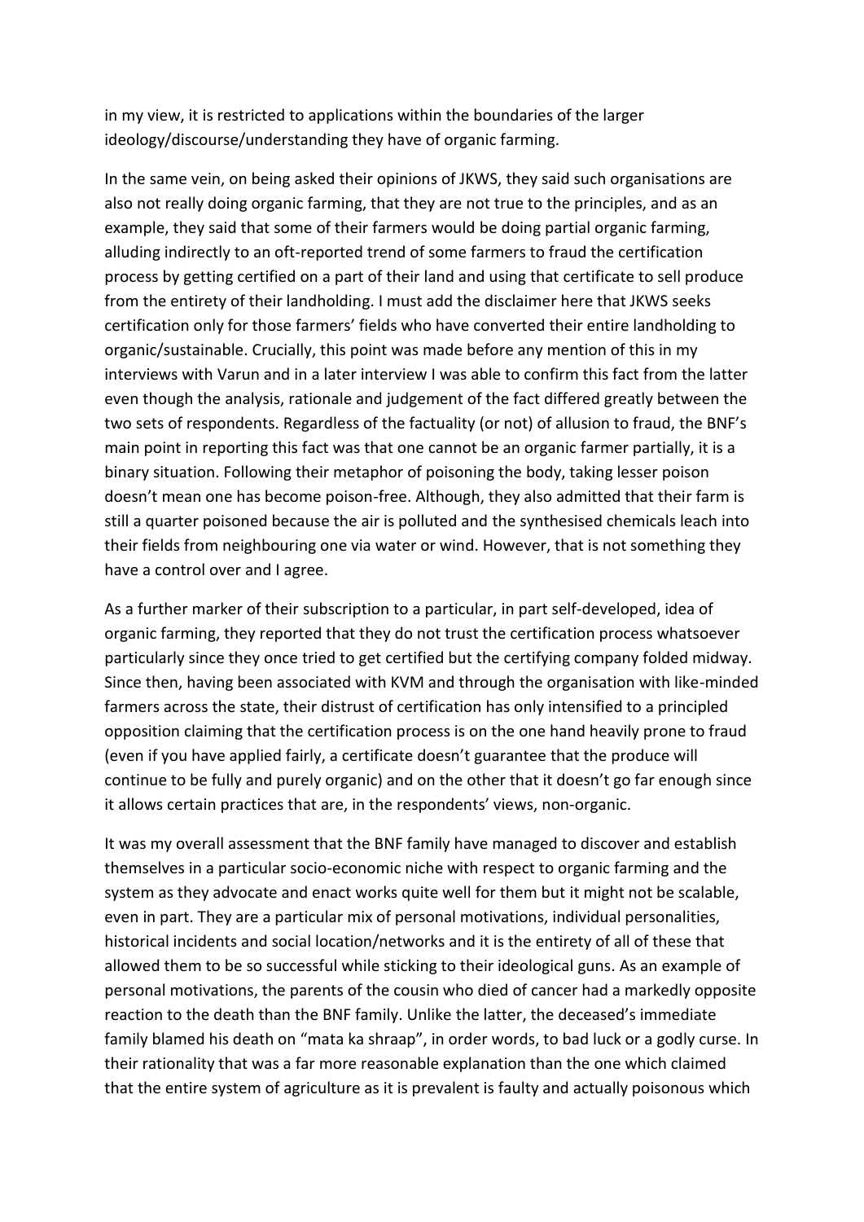in my view, it is restricted to applications within the boundaries of the larger ideology/discourse/understanding they have of organic farming.

In the same vein, on being asked their opinions of JKWS, they said such organisations are also not really doing organic farming, that they are not true to the principles, and as an example, they said that some of their farmers would be doing partial organic farming, alluding indirectly to an oft-reported trend of some farmers to fraud the certification process by getting certified on a part of their land and using that certificate to sell produce from the entirety of their landholding. I must add the disclaimer here that JKWS seeks certification only for those farmers' fields who have converted their entire landholding to organic/sustainable. Crucially, this point was made before any mention of this in my interviews with Varun and in a later interview I was able to confirm this fact from the latter even though the analysis, rationale and judgement of the fact differed greatly between the two sets of respondents. Regardless of the factuality (or not) of allusion to fraud, the BNF's main point in reporting this fact was that one cannot be an organic farmer partially, it is a binary situation. Following their metaphor of poisoning the body, taking lesser poison doesn't mean one has become poison-free. Although, they also admitted that their farm is still a quarter poisoned because the air is polluted and the synthesised chemicals leach into their fields from neighbouring one via water or wind. However, that is not something they have a control over and I agree.

As a further marker of their subscription to a particular, in part self-developed, idea of organic farming, they reported that they do not trust the certification process whatsoever particularly since they once tried to get certified but the certifying company folded midway. Since then, having been associated with KVM and through the organisation with like-minded farmers across the state, their distrust of certification has only intensified to a principled opposition claiming that the certification process is on the one hand heavily prone to fraud (even if you have applied fairly, a certificate doesn't guarantee that the produce will continue to be fully and purely organic) and on the other that it doesn't go far enough since it allows certain practices that are, in the respondents' views, non-organic.

It was my overall assessment that the BNF family have managed to discover and establish themselves in a particular socio-economic niche with respect to organic farming and the system as they advocate and enact works quite well for them but it might not be scalable, even in part. They are a particular mix of personal motivations, individual personalities, historical incidents and social location/networks and it is the entirety of all of these that allowed them to be so successful while sticking to their ideological guns. As an example of personal motivations, the parents of the cousin who died of cancer had a markedly opposite reaction to the death than the BNF family. Unlike the latter, the deceased's immediate family blamed his death on "mata ka shraap", in order words, to bad luck or a godly curse. In their rationality that was a far more reasonable explanation than the one which claimed that the entire system of agriculture as it is prevalent is faulty and actually poisonous which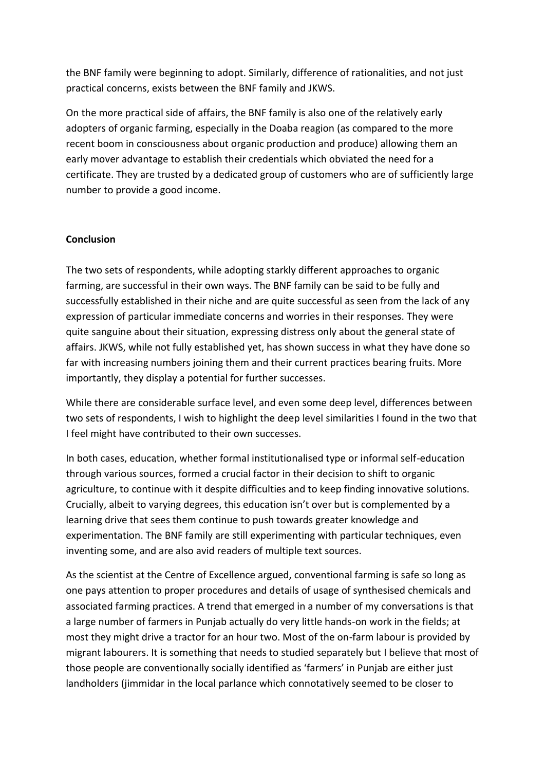the BNF family were beginning to adopt. Similarly, difference of rationalities, and not just practical concerns, exists between the BNF family and JKWS.

On the more practical side of affairs, the BNF family is also one of the relatively early adopters of organic farming, especially in the Doaba reagion (as compared to the more recent boom in consciousness about organic production and produce) allowing them an early mover advantage to establish their credentials which obviated the need for a certificate. They are trusted by a dedicated group of customers who are of sufficiently large number to provide a good income.

**Conclusion**

The two sets of respondents, while adopting starkly different approaches to organic farming, are successful in their own ways. The BNF family can be said to be fully and successfully established in their niche and are quite successful as seen from the lack of any expression of particular immediate concerns and worries in their responses. They were quite sanguine about their situation, expressing distress only about the general state of affairs. JKWS, while not fully established yet, has shown success in what they have done so far with increasing numbers joining them and their current practices bearing fruits. More importantly, they display a potential for further successes.

While there are considerable surface level, and even some deep level, differences between two sets of respondents, I wish to highlight the deep level similarities I found in the two that I feel might have contributed to their own successes.

In both cases, education, whether formal institutionalised type or informal self-education through various sources, formed a crucial factor in their decision to shift to organic agriculture, to continue with it despite difficulties and to keep finding innovative solutions. Crucially, albeit to varying degrees, this education isn't over but is complemented by a learning drive that sees them continue to push towards greater knowledge and experimentation. The BNF family are still experimenting with particular techniques, even inventing some, and are also avid readers of multiple text sources.

As the scientist at the Centre of Excellence argued, conventional farming is safe so long as one pays attention to proper procedures and details of usage of synthesised chemicals and associated farming practices. A trend that emerged in a number of my conversations is that a large number of farmers in Punjab actually do very little hands-on work in the fields; at most they might drive a tractor for an hour two. Most of the on-farm labour is provided by migrant labourers. It is something that needs to studied separately but I believe that most of those people are conventionally socially identified as 'farmers' in Punjab are either just landholders (jimmidar in the local parlance which connotatively seemed to be closer to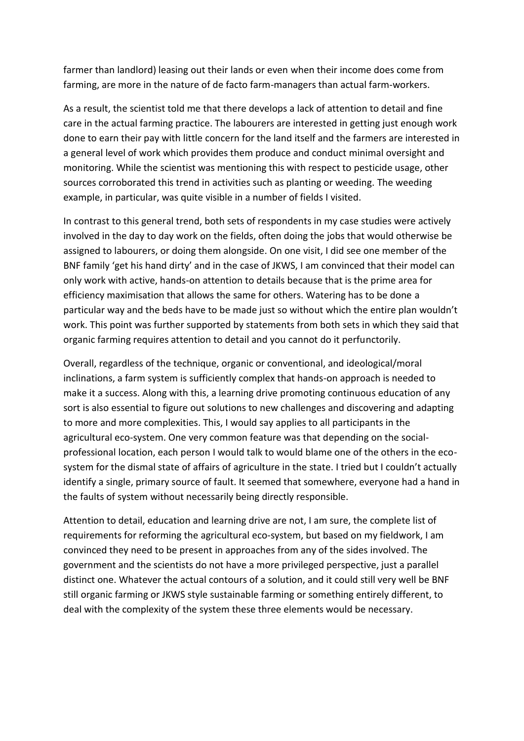farmer than landlord) leasing out their lands or even when their income does come from farming, are more in the nature of de facto farm-managers than actual farm-workers.

As a result, the scientist told me that there develops a lack of attention to detail and fine care in the actual farming practice. The labourers are interested in getting just enough work done to earn their pay with little concern for the land itself and the farmers are interested in a general level of work which provides them produce and conduct minimal oversight and monitoring. While the scientist was mentioning this with respect to pesticide usage, other sources corroborated this trend in activities such as planting or weeding. The weeding example, in particular, was quite visible in a number of fields I visited.

In contrast to this general trend, both sets of respondents in my case studies were actively involved in the day to day work on the fields, often doing the jobs that would otherwise be assigned to labourers, or doing them alongside. On one visit, I did see one member of the BNF family 'get his hand dirty' and in the case of JKWS, I am convinced that their model can only work with active, hands-on attention to details because that is the prime area for efficiency maximisation that allows the same for others. Watering has to be done a particular way and the beds have to be made just so without which the entire plan wouldn't work. This point was further supported by statements from both sets in which they said that organic farming requires attention to detail and you cannot do it perfunctorily.

Overall, regardless of the technique, organic or conventional, and ideological/moral inclinations, a farm system is sufficiently complex that hands-on approach is needed to make it a success. Along with this, a learning drive promoting continuous education of any sort is also essential to figure out solutions to new challenges and discovering and adapting to more and more complexities. This, I would say applies to all participants in the agricultural eco-system. One very common feature was that depending on the social-professional location, each person I would talk to would blame one of the others in the eco-system for the dismal state of affairs of agriculture in the state. I tried but I couldn't actually identify a single, primary source of fault. It seemed that somewhere, everyone had a hand in the faults of system without necessarily being directly responsible.

Attention to detail, education and learning drive are not, I am sure, the complete list of requirements for reforming the agricultural eco-system, but based on my fieldwork, I am convinced they need to be present in approaches from any of the sides involved. The government and the scientists do not have a more privileged perspective, just a parallel distinct one. Whatever the actual contours of a solution, and it could still very well be BNF still organic farming or JKWS style sustainable farming or something entirely different, to deal with the complexity of the system these three elements would be necessary.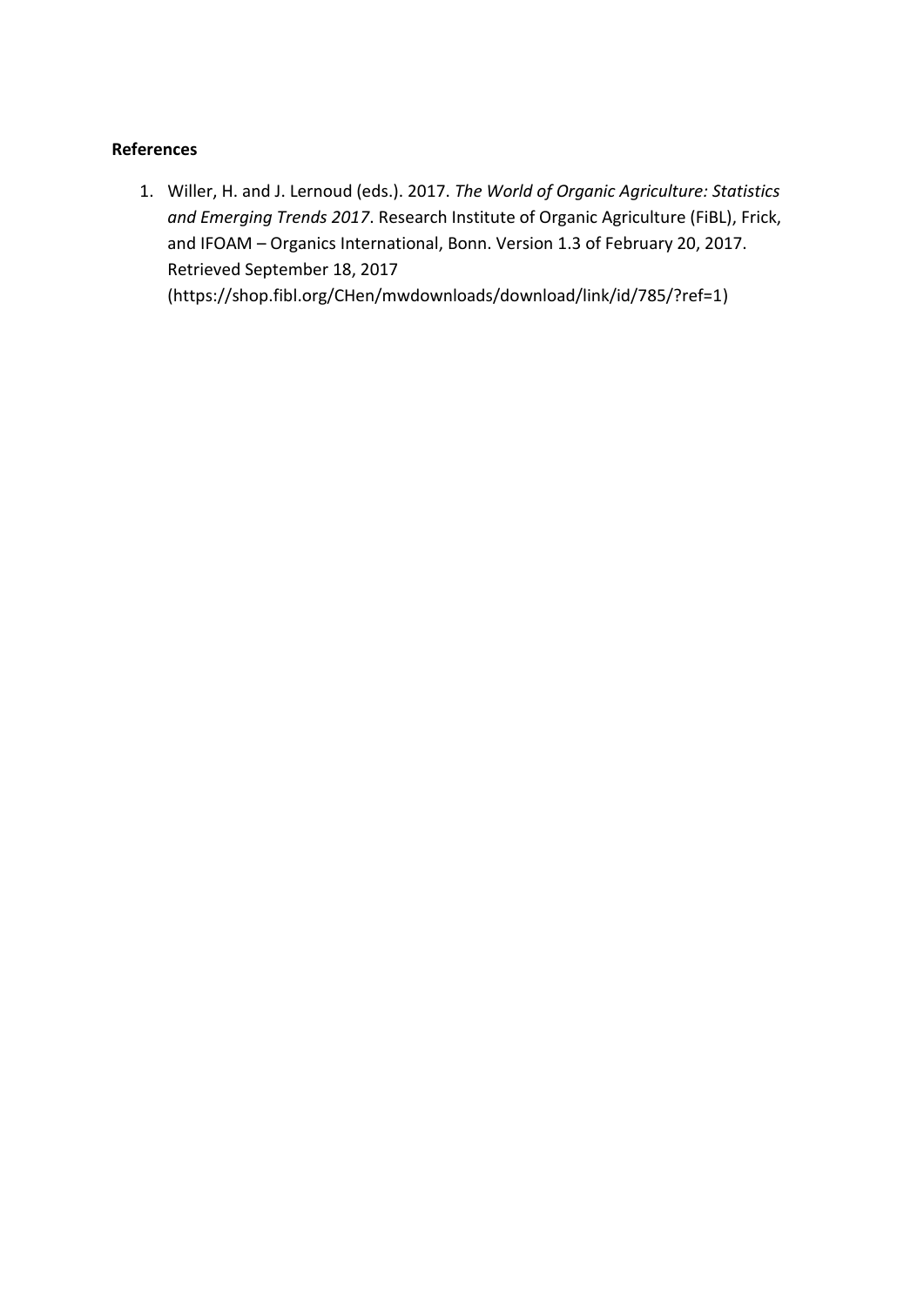**References**

1. Willer, H. and J. Lernoud (eds.). 2017. *The World of Organic Agriculture: Statistics and Emerging Trends 2017*. Research Institute of Organic Agriculture (FiBL), Frick, and IFOAM – Organics International, Bonn. Version 1.3 of February 20, 2017. Retrieved September 18, 2017 (https://shop.fibl.org/CHen/mwdownloads/download/link/id/785/?ref=1)